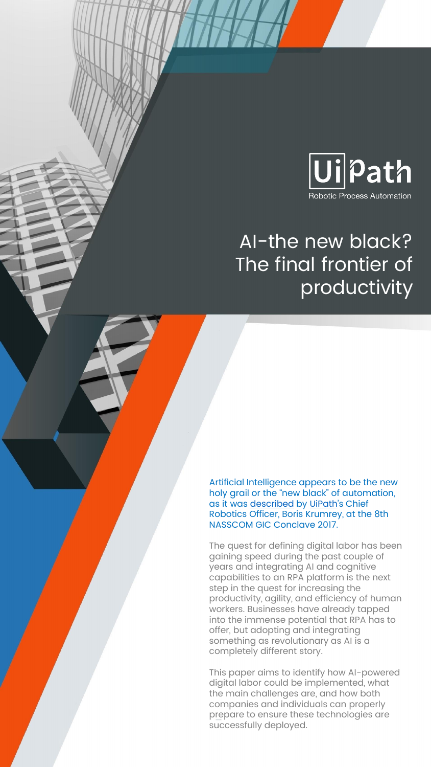UiPath

Robotic Process Automation

# AI-the new black? The final frontier of productivity

Artificial Intelligence appears to be the new holy grail or the "new black" of automation, as it was described by UiPath's Chief Robotics Officer, Boris Krumrey, at the 8th NASSCOM GIC Conclave 2017.

The quest for defining digital labor has been gaining speed during the past couple of years and integrating AI and cognitive capabilities to an RPA platform is the next step in the quest for increasing the productivity, agility, and efficiency of human workers. Businesses have already tapped into the immense potential that RPA has to offer, but adopting and integrating something as revolutionary as AI is a completely different story.

This paper aims to identify how AI-powered digital labor could be implemented, what the main challenges are, and how both companies and individuals can properly prepare to ensure these technologies are successfully deployed.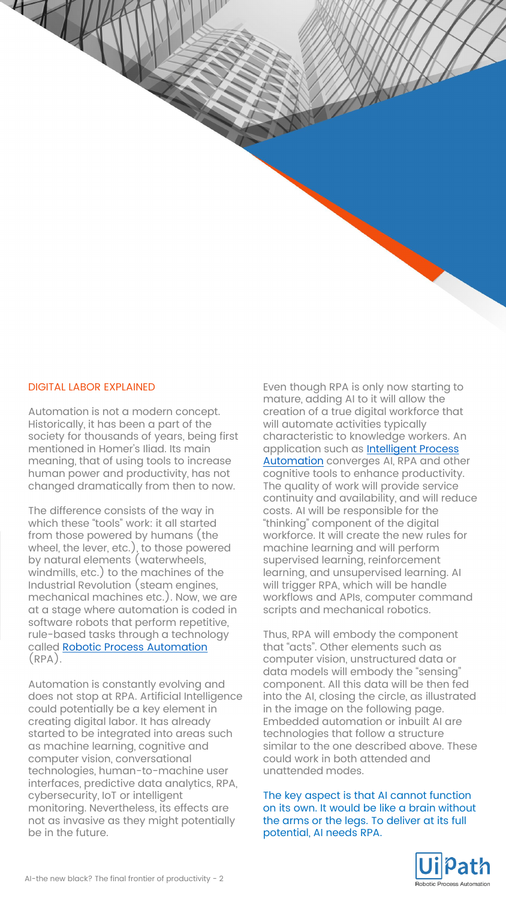## DIGITAL LABOR EXPLAINED

Automation is not a modern concept. Historically, it has been a part of the society for thousands of years, being first mentioned in Homer's Iliad. Its main meaning, that of using tools to increase human power and productivity, has not changed dramatically from then to now.

The difference consists of the way in which these "tools" work: it all started from those powered by humans (the wheel, the lever, etc.), to those powered by natural elements (waterwheels, windmills, etc.) to the machines of the Industrial Revolution (steam engines, mechanical machines etc.). Now, we are at a stage where automation is coded in software robots that perform repetitive, rule-based tasks through a technology called Robotic Process Automation (RPA).

Automation is constantly evolving and does not stop at RPA. Artificial Intelligence could potentially be a key element in creating digital labor. It has already started to be integrated into areas such as machine learning, cognitive and computer vision, conversational technologies, human-to-machine user interfaces, predictive data analytics, RPA, cybersecurity, IoT or intelligent monitoring. Nevertheless, its effects are not as invasive as they might potentially be in the future.

Even though RPA is only now starting to mature, adding AI to it will allow the creation of a true digital workforce that will automate activities typically characteristic to knowledge workers. An application such as Intelligent Process Automation converges AI, RPA and other cognitive tools to enhance productivity. The quality of work will provide service continuity and availability, and will reduce costs. AI will be responsible for the "thinking" component of the digital workforce. It will create the new rules for machine learning and will perform supervised learning, reinforcement learning, and unsupervised learning. AI will trigger RPA, which will be handle workflows and APIs, computer command scripts and mechanical robotics.

Thus, RPA will embody the component that "acts". Other elements such as computer vision, unstructured data or data models will embody the "sensing" component. All this data will be then fed into the AI, closing the circle, as illustrated in the image on the following page. Embedded automation or inbuilt AI are technologies that follow a structure similar to the one described above. These could work in both attended and unattended modes.

The key aspect is that AI cannot function on its own. It would be like a brain without the arms or the legs. To deliver at its full potential, AI needs RPA.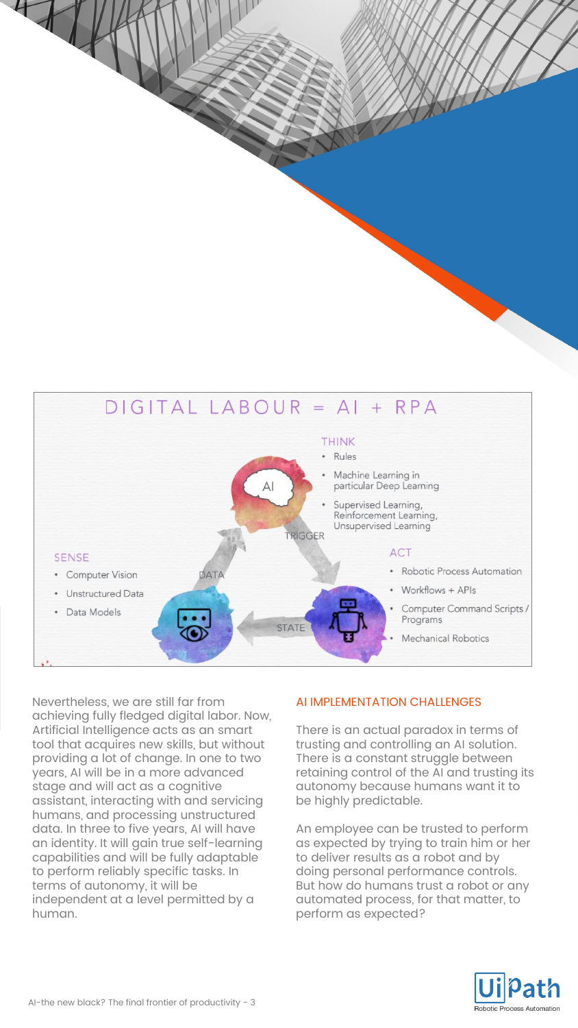## DIGITAL LABOUR = AI + RPA

**THINK**
- Rules
- Machine Learning in particular Deep Learning
- Supervised Learning, Reinforcement Learning, Unsupervised Learning

**SENSE**
- Computer Vision
- Unstructured Data
- Data Models

**ACT**
- Robotic Process Automation
- Workflows + APIs
- Computer Command Scripts / Programs
- Mechanical Robotics

AI — TRIGGER — DATA — STATE

Nevertheless, we are still far from achieving fully fledged digital labor. Now, Artificial Intelligence acts as an smart tool that acquires new skills, but without providing a lot of change. In one to two years, AI will be in a more advanced stage and will act as a cognitive assistant, interacting with and servicing humans, and processing unstructured data. In three to five years, AI will have an identity. It will gain true self-learning capabilities and will be fully adaptable to perform reliably specific tasks. In terms of autonomy, it will be independent at a level permitted by a human.

## AI IMPLEMENTATION CHALLENGES

There is an actual paradox in terms of trusting and controlling an AI solution. There is a constant struggle between retaining control of the AI and trusting its autonomy because humans want it to be highly predictable.

An employee can be trusted to perform as expected by trying to train him or her to deliver results as a robot and by doing personal performance controls. But how do humans trust a robot or any automated process, for that matter, to perform as expected?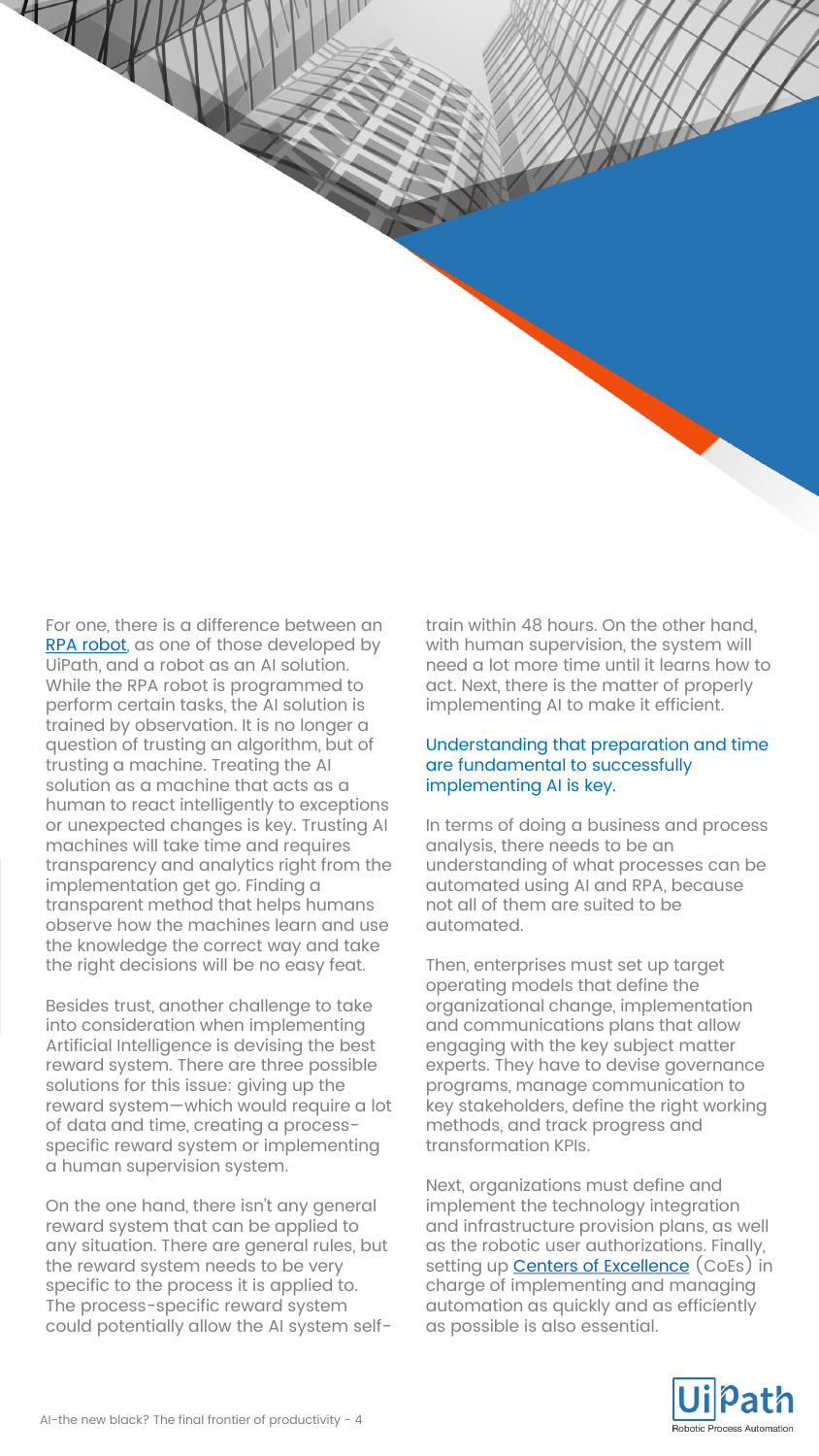For one, there is a difference between an RPA robot, as one of those developed by UiPath, and a robot as an AI solution. While the RPA robot is programmed to perform certain tasks, the AI solution is trained by observation. It is no longer a question of trusting an algorithm, but of trusting a machine. Treating the AI solution as a machine that acts as a human to react intelligently to exceptions or unexpected changes is key. Trusting AI machines will take time and requires transparency and analytics right from the implementation get go. Finding a transparent method that helps humans observe how the machines learn and use the knowledge the correct way and take the right decisions will be no easy feat.

Besides trust, another challenge to take into consideration when implementing Artificial Intelligence is devising the best reward system. There are three possible solutions for this issue: giving up the reward system—which would require a lot of data and time, creating a process-specific reward system or implementing a human supervision system.

On the one hand, there isn't any general reward system that can be applied to any situation. There are general rules, but the reward system needs to be very specific to the process it is applied to. The process-specific reward system could potentially allow the AI system self-train within 48 hours. On the other hand, with human supervision, the system will need a lot more time until it learns how to act. Next, there is the matter of properly implementing AI to make it efficient.

Understanding that preparation and time are fundamental to successfully implementing AI is key.

In terms of doing a business and process analysis, there needs to be an understanding of what processes can be automated using AI and RPA, because not all of them are suited to be automated.

Then, enterprises must set up target operating models that define the organizational change, implementation and communications plans that allow engaging with the key subject matter experts. They have to devise governance programs, manage communication to key stakeholders, define the right working methods, and track progress and transformation KPIs.

Next, organizations must define and implement the technology integration and infrastructure provision plans, as well as the robotic user authorizations. Finally, setting up Centers of Excellence (CoEs) in charge of implementing and managing automation as quickly and as efficiently as possible is also essential.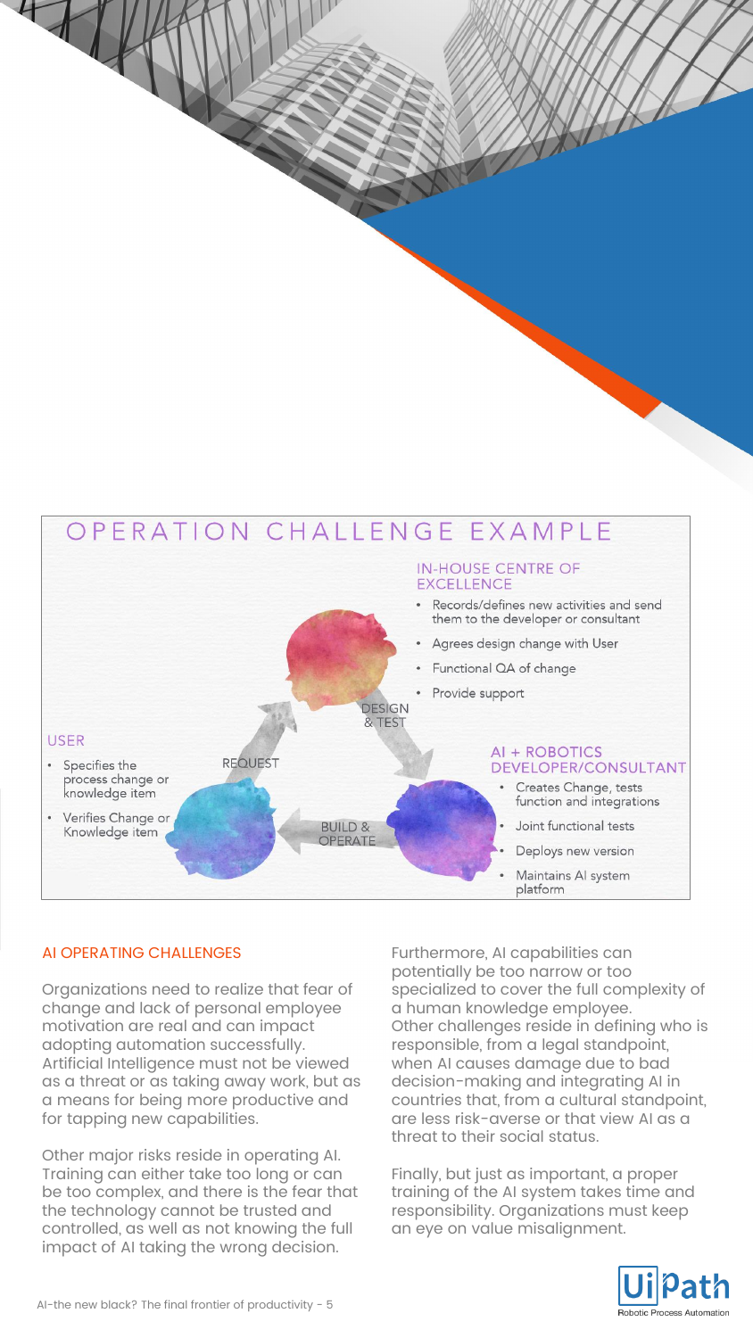## OPERATION CHALLENGE EXAMPLE

**IN-HOUSE CENTRE OF EXCELLENCE**

- Records/defines new activities and send them to the developer or consultant
- Agrees design change with User
- Functional QA of change
- Provide support

DESIGN & TEST

**USER**

- Specifies the process change or knowledge item
- Verifies Change or Knowledge item

REQUEST

**AI + ROBOTICS DEVELOPER/CONSULTANT**

- Creates Change, tests function and integrations
- Joint functional tests
- Deploys new version
- Maintains AI system platform

BUILD & OPERATE

### AI OPERATING CHALLENGES

Organizations need to realize that fear of change and lack of personal employee motivation are real and can impact adopting automation successfully. Artificial Intelligence must not be viewed as a threat or as taking away work, but as a means for being more productive and for tapping new capabilities.

Other major risks reside in operating AI. Training can either take too long or can be too complex, and there is the fear that the technology cannot be trusted and controlled, as well as not knowing the full impact of AI taking the wrong decision.

Furthermore, AI capabilities can potentially be too narrow or too specialized to cover the full complexity of a human knowledge employee.
Other challenges reside in defining who is responsible, from a legal standpoint, when AI causes damage due to bad decision-making and integrating AI in countries that, from a cultural standpoint, are less risk-averse or that view AI as a threat to their social status.

Finally, but just as important, a proper training of the AI system takes time and responsibility. Organizations must keep an eye on value misalignment.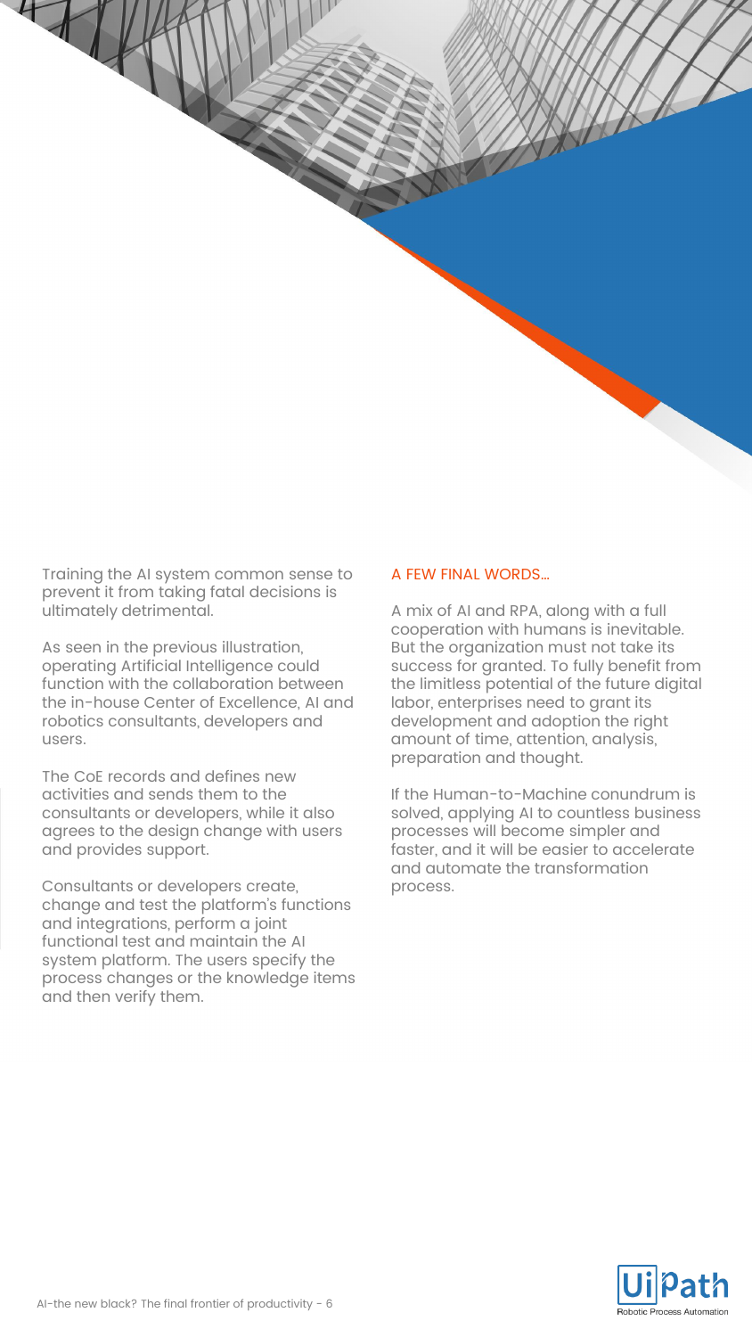Training the AI system common sense to prevent it from taking fatal decisions is ultimately detrimental.

As seen in the previous illustration, operating Artificial Intelligence could function with the collaboration between the in-house Center of Excellence, AI and robotics consultants, developers and users.

The CoE records and defines new activities and sends them to the consultants or developers, while it also agrees to the design change with users and provides support.

Consultants or developers create, change and test the platform's functions and integrations, perform a joint functional test and maintain the AI system platform. The users specify the process changes or the knowledge items and then verify them.

## A FEW FINAL WORDS...

A mix of AI and RPA, along with a full cooperation with humans is inevitable. But the organization must not take its success for granted. To fully benefit from the limitless potential of the future digital labor, enterprises need to grant its development and adoption the right amount of time, attention, analysis, preparation and thought.

If the Human-to-Machine conundrum is solved, applying AI to countless business processes will become simpler and faster, and it will be easier to accelerate and automate the transformation process.

UiPath
Robotic Process Automation